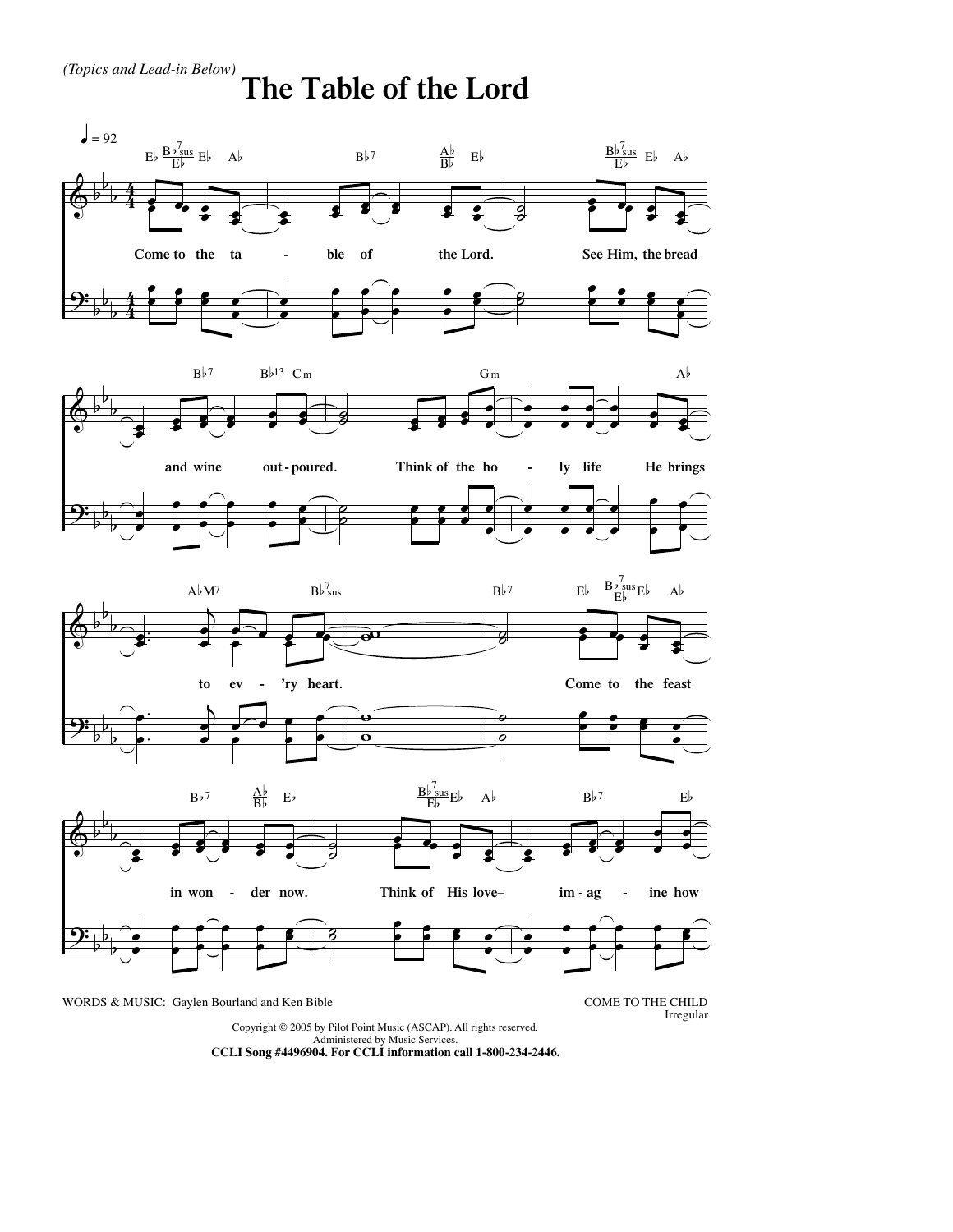*(Topics and Lead-in Below)*

# The Table of the Lord

WORDS & MUSIC: Gaylen Bourland and Ken Bible

COME TO THE CHILD
Irregular

Copyright © 2005 by Pilot Point Music (ASCAP). All rights reserved.
Administered by Music Services.
**CCLI Song #4496904. For CCLI information call 1-800-234-2446.**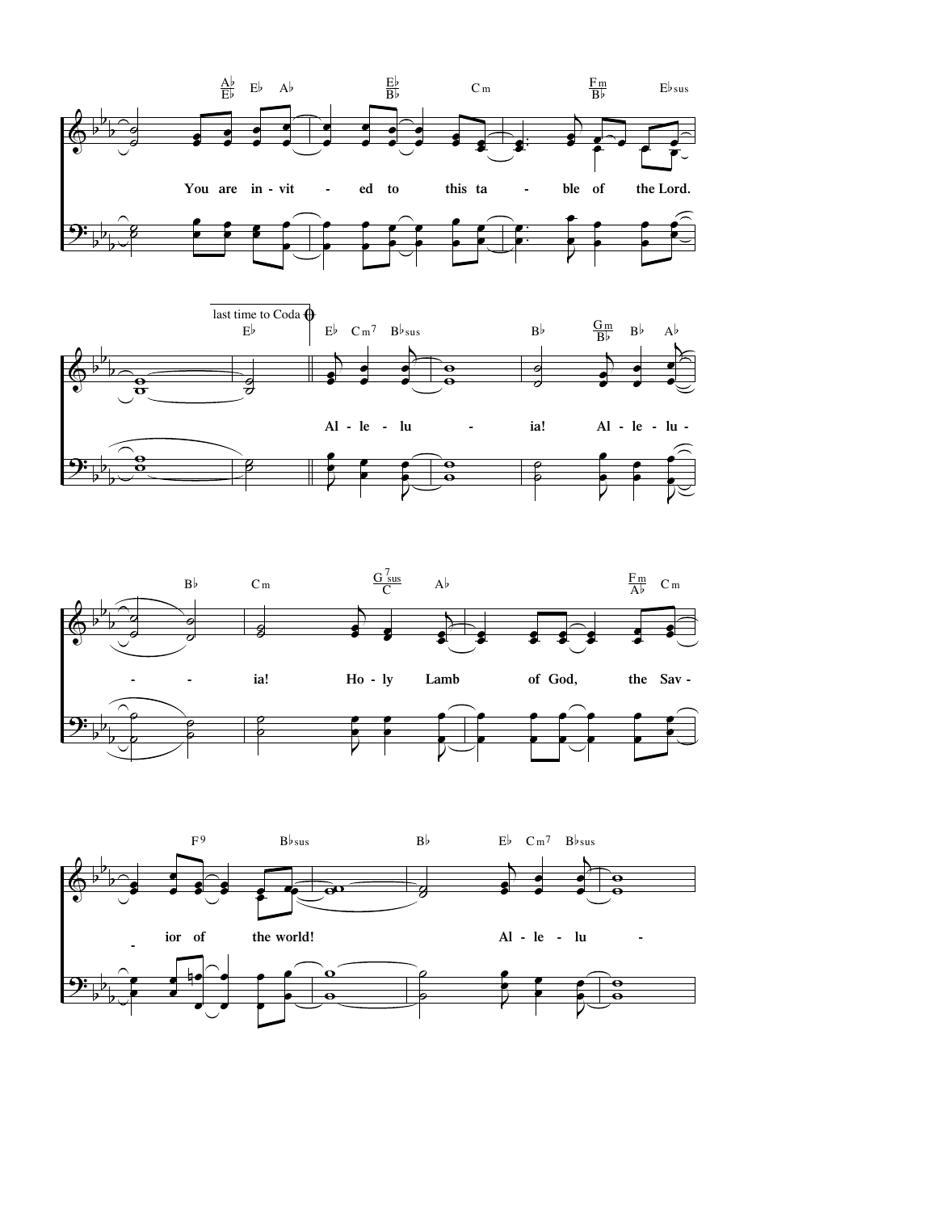You are in - vit - ed to this ta - ble of the Lord.

last time to Coda

Al - le - lu - ia! Al - le - lu - ia!

Ho - ly Lamb of God, the Sav - ior of the world!

Al - le - lu -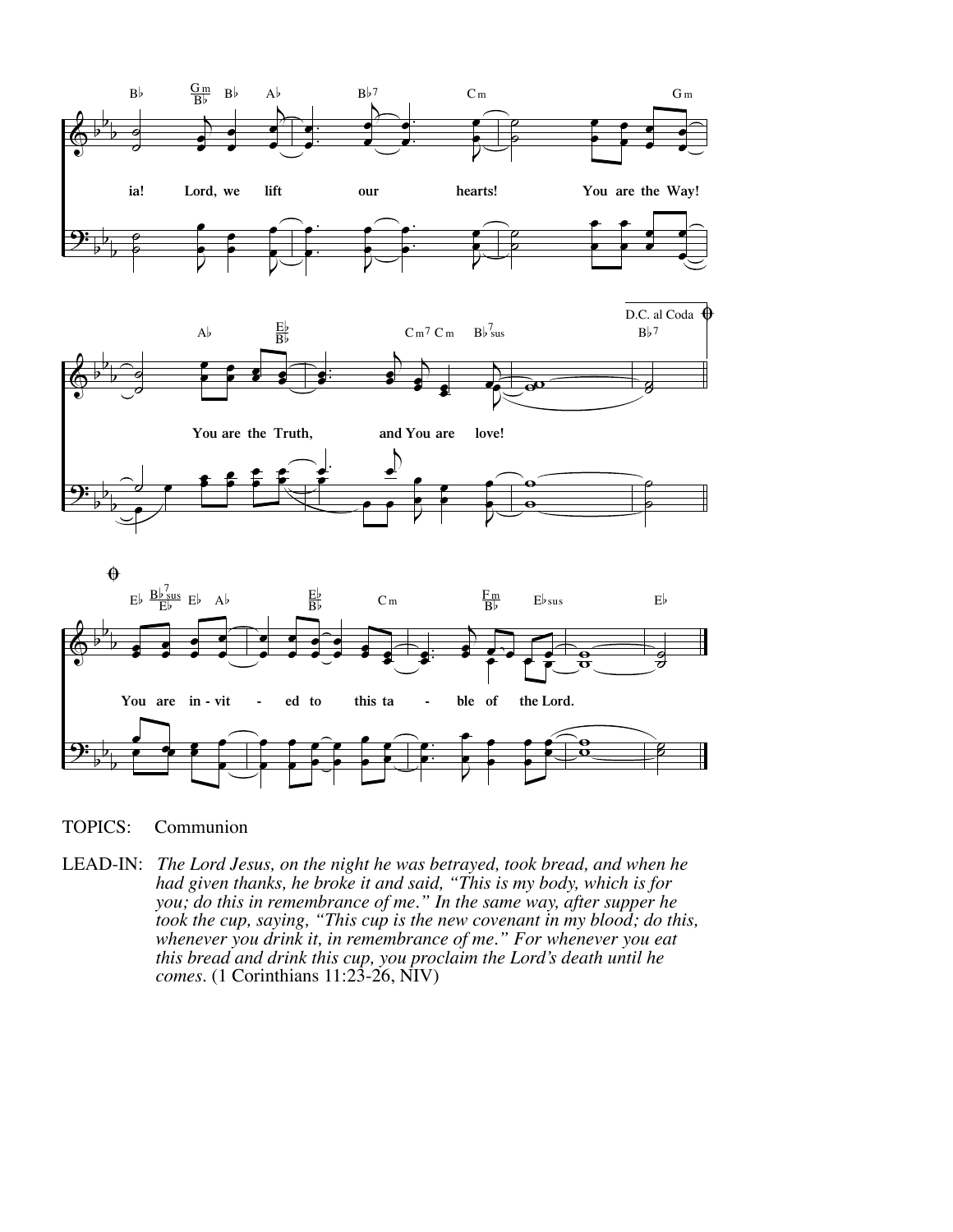ia! Lord, we lift our hearts! You are the Way!

You are the Truth, and You are love!

D.C. al Coda

You are in - vit - ed to this ta - ble of the Lord.

TOPICS: Communion

LEAD-IN: *The Lord Jesus, on the night he was betrayed, took bread, and when he had given thanks, he broke it and said, "This is my body, which is for you; do this in remembrance of me." In the same way, after supper he took the cup, saying, "This cup is the new covenant in my blood; do this, whenever you drink it, in remembrance of me." For whenever you eat this bread and drink this cup, you proclaim the Lord's death until he comes*. (1 Corinthians 11:23-26, NIV)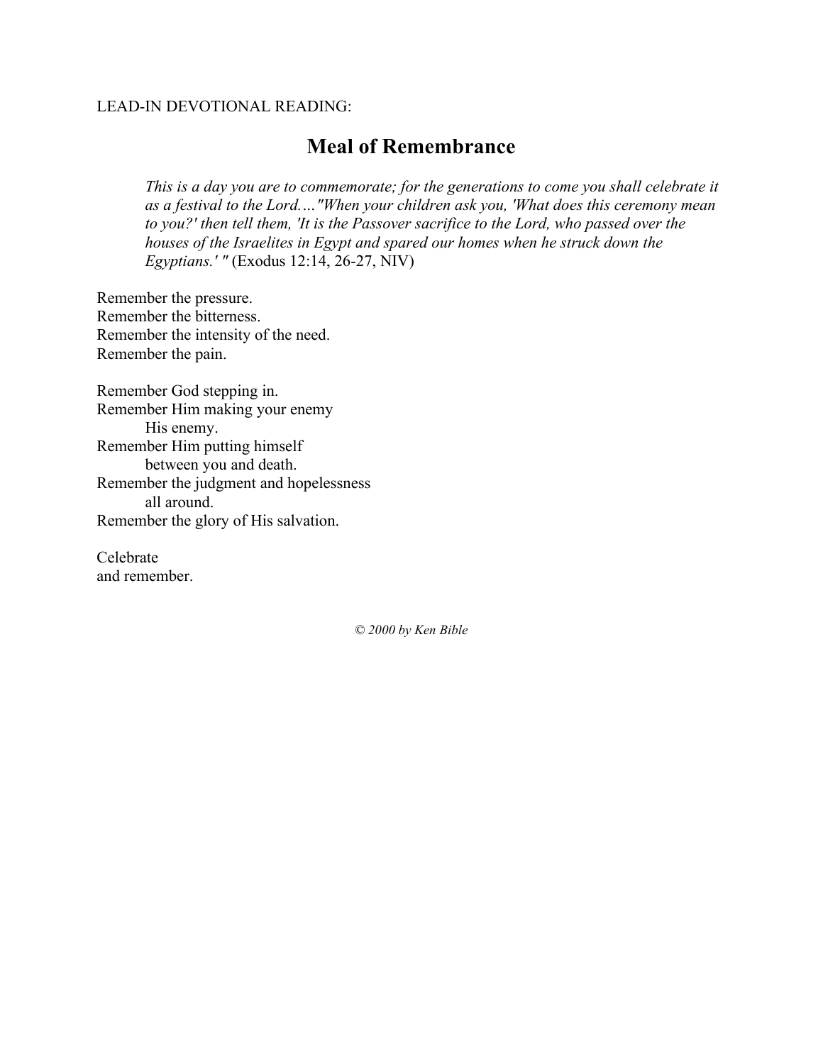LEAD-IN DEVOTIONAL READING:

# Meal of Remembrance

> *This is a day you are to commemorate; for the generations to come you shall celebrate it as a festival to the Lord…."When your children ask you, 'What does this ceremony mean to you?' then tell them, 'It is the Passover sacrifice to the Lord, who passed over the houses of the Israelites in Egypt and spared our homes when he struck down the Egyptians.' "* (Exodus 12:14, 26-27, NIV)

Remember the pressure.
Remember the bitterness.
Remember the intensity of the need.
Remember the pain.

Remember God stepping in.
Remember Him making your enemy
    His enemy.
Remember Him putting himself
    between you and death.
Remember the judgment and hopelessness
    all around.
Remember the glory of His salvation.

Celebrate
and remember.

*© 2000 by Ken Bible*